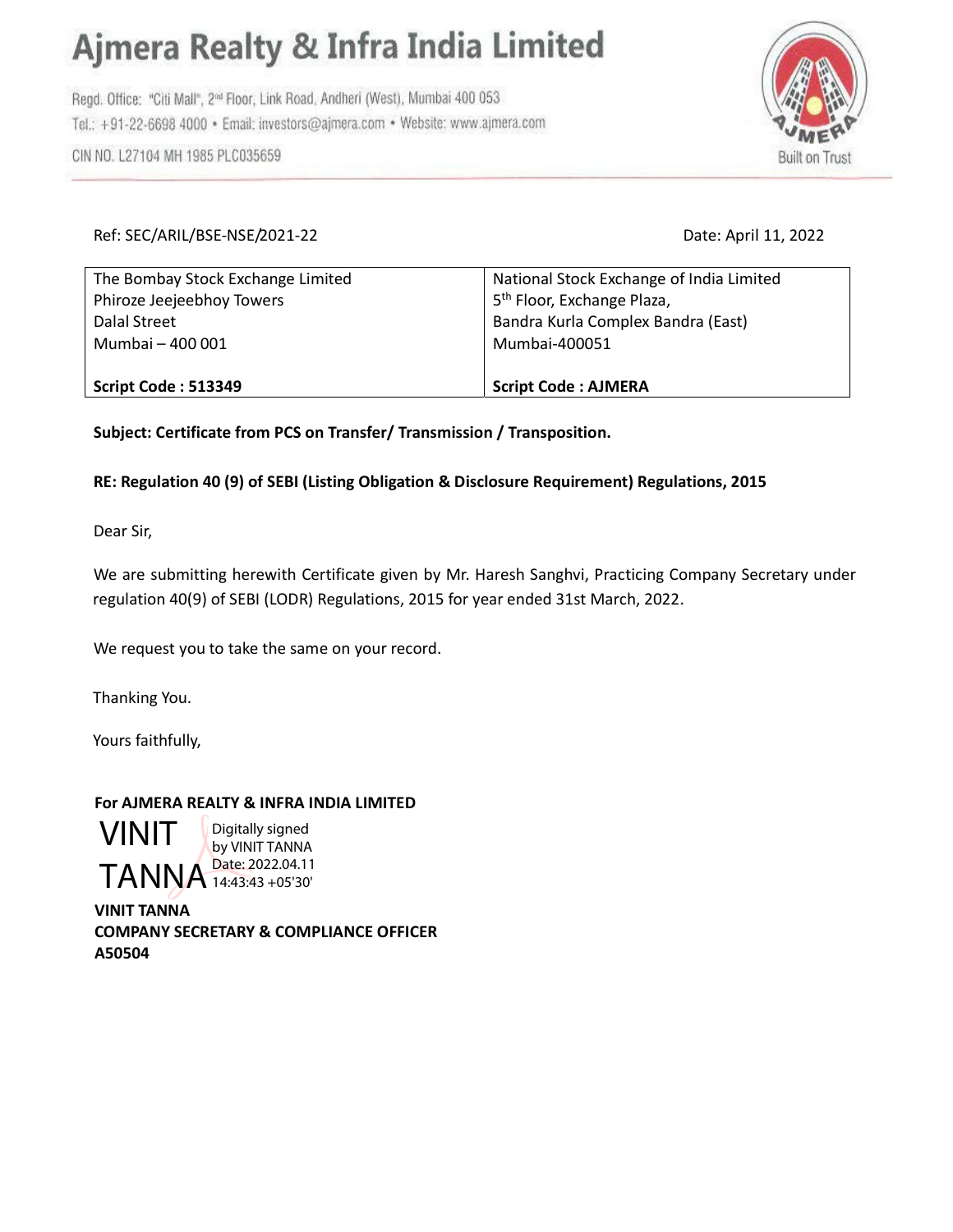# Ajmera Realty & Infra India Limited

Regd. Office: "Citi Mall", 2[nd] Floor, Link Road, Andheri (West), Mumbai 400 053
Tel.: +91-22-6698 4000 • Email: investors@ajmera.com • Website: www.ajmera.com
CIN NO. L27104 MH 1985 PLC035659

AJMERA
Built on Trust

Ref: SEC/ARIL/BSE-NSE/2021-22

Date: April 11, 2022

| The Bombay Stock Exchange Limited<br>Phiroze Jeejeebhoy Towers<br>Dalal Street<br>Mumbai – 400 001<br><br>**Script Code : 513349** | National Stock Exchange of India Limited<br>5th Floor, Exchange Plaza,<br>Bandra Kurla Complex Bandra (East)<br>Mumbai-400051<br><br>**Script Code : AJMERA** |
|---|---|

**Subject: Certificate from PCS on Transfer/ Transmission / Transposition.**

**RE: Regulation 40 (9) of SEBI (Listing Obligation & Disclosure Requirement) Regulations, 2015**

Dear Sir,

We are submitting herewith Certificate given by Mr. Haresh Sanghvi, Practicing Company Secretary under regulation 40(9) of SEBI (LODR) Regulations, 2015 for year ended 31st March, 2022.

We request you to take the same on your record.

Thanking You.

Yours faithfully,

**For AJMERA REALTY & INFRA INDIA LIMITED**

VINIT TANNA
Digitally signed by VINIT TANNA
Date: 2022.04.11 14:43:43 +05'30'

**VINIT TANNA**
**COMPANY SECRETARY & COMPLIANCE OFFICER**
**A50504**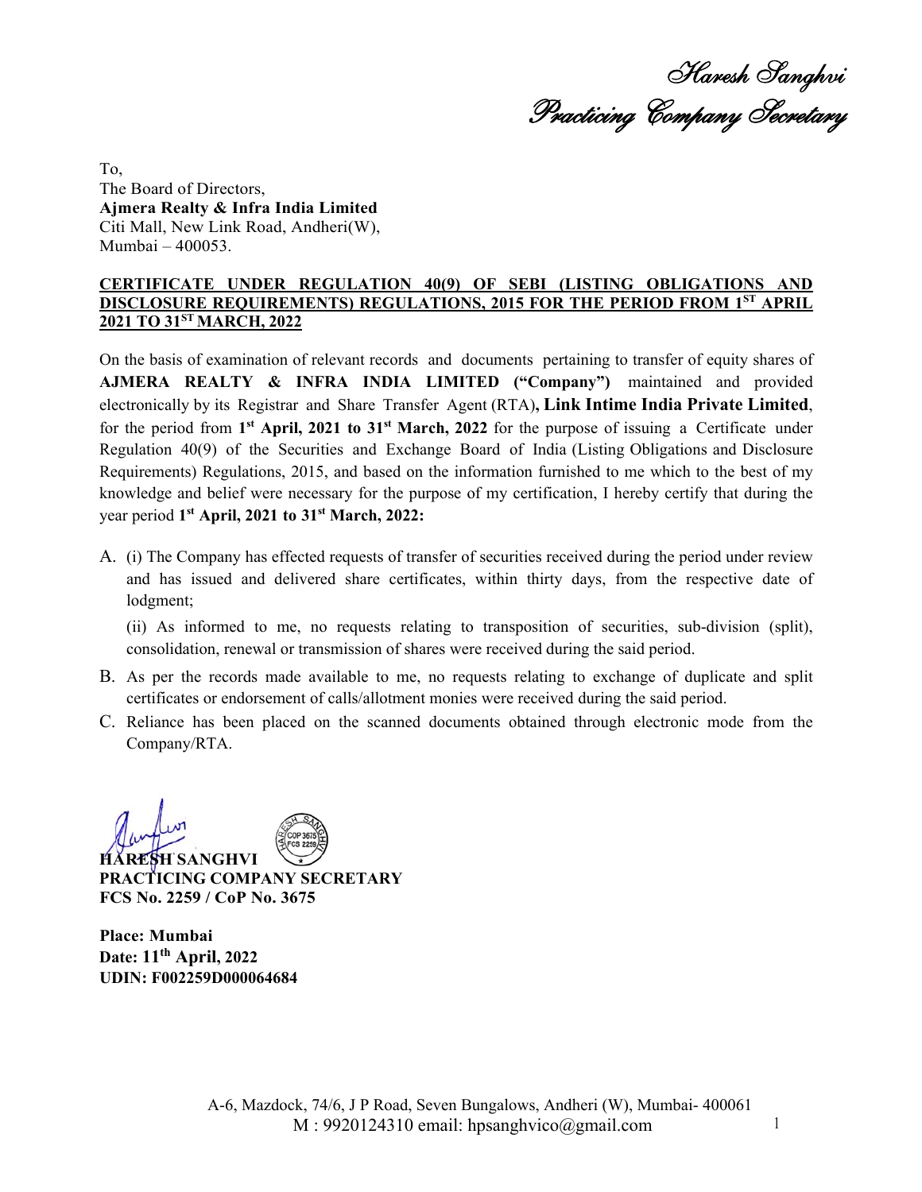*Haresh Sanghvi*
*Practicing Company Secretary*

To,
The Board of Directors,
**Ajmera Realty & Infra India Limited**
Citi Mall, New Link Road, Andheri(W),
Mumbai – 400053.

**<u>CERTIFICATE UNDER REGULATION 40(9) OF SEBI (LISTING OBLIGATIONS AND DISCLOSURE REQUIREMENTS) REGULATIONS, 2015 FOR THE PERIOD FROM 1ST APRIL 2021 TO 31ST MARCH, 2022</u>**

On the basis of examination of relevant records and documents pertaining to transfer of equity shares of **AJMERA REALTY & INFRA INDIA LIMITED ("Company")** maintained and provided electronically by its Registrar and Share Transfer Agent (RTA)**, Link Intime India Private Limited**, for the period from **1st April, 2021 to 31st March, 2022** for the purpose of issuing a Certificate under Regulation 40(9) of the Securities and Exchange Board of India (Listing Obligations and Disclosure Requirements) Regulations, 2015, and based on the information furnished to me which to the best of my knowledge and belief were necessary for the purpose of my certification, I hereby certify that during the year period **1st April, 2021 to 31st March, 2022:**

A. (i) The Company has effected requests of transfer of securities received during the period under review and has issued and delivered share certificates, within thirty days, from the respective date of lodgment;

   (ii) As informed to me, no requests relating to transposition of securities, sub-division (split), consolidation, renewal or transmission of shares were received during the said period.

B. As per the records made available to me, no requests relating to exchange of duplicate and split certificates or endorsement of calls/allotment monies were received during the said period.

C. Reliance has been placed on the scanned documents obtained through electronic mode from the Company/RTA.

**HARESH SANGHVI**
**PRACTICING COMPANY SECRETARY**
**FCS No. 2259 / CoP No. 3675**

**Place: Mumbai**
**Date: 11th April, 2022**
**UDIN: F002259D000064684**

A-6, Mazdock, 74/6, J P Road, Seven Bungalows, Andheri (W), Mumbai- 400061
M : 9920124310 email: hpsanghvico@gmail.com